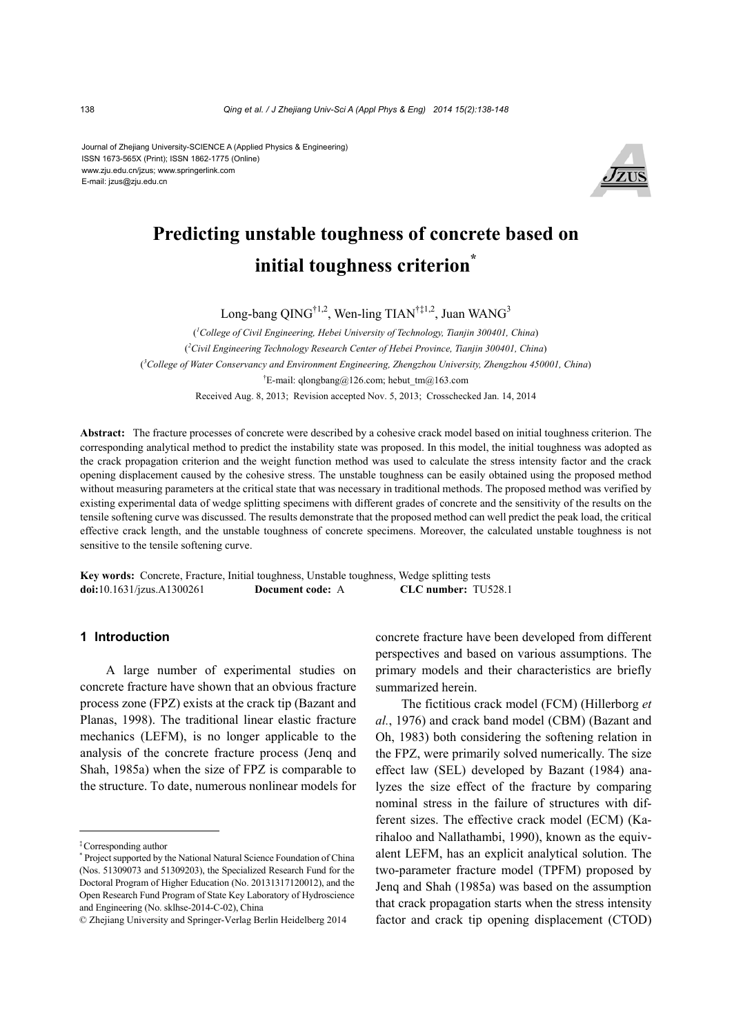Journal of Zhejiang University-SCIENCE A (Applied Physics & Engineering)
ISSN 1673-565X (Print); ISSN 1862-1775 (Online)
www.zju.edu.cn/jzus; www.springerlink.com
E-mail: jzus@zju.edu.cn

# Predicting unstable toughness of concrete based on initial toughness criterion*

Long-bang QING[†1,2], Wen-ling TIAN[†‡1,2], Juan WANG[3]

([1]*College of Civil Engineering, Hebei University of Technology, Tianjin 300401, China*)
([2]*Civil Engineering Technology Research Center of Hebei Province, Tianjin 300401, China*)
([3]*College of Water Conservancy and Environment Engineering, Zhengzhou University, Zhengzhou 450001, China*)
[†]E-mail: qlongbang@126.com; hebut_tm@163.com

Received Aug. 8, 2013; Revision accepted Nov. 5, 2013; Crosschecked Jan. 14, 2014

**Abstract:** The fracture processes of concrete were described by a cohesive crack model based on initial toughness criterion. The corresponding analytical method to predict the instability state was proposed. In this model, the initial toughness was adopted as the crack propagation criterion and the weight function method was used to calculate the stress intensity factor and the crack opening displacement caused by the cohesive stress. The unstable toughness can be easily obtained using the proposed method without measuring parameters at the critical state that was necessary in traditional methods. The proposed method was verified by existing experimental data of wedge splitting specimens with different grades of concrete and the sensitivity of the results on the tensile softening curve was discussed. The results demonstrate that the proposed method can well predict the peak load, the critical effective crack length, and the unstable toughness of concrete specimens. Moreover, the calculated unstable toughness is not sensitive to the tensile softening curve.

**Key words:** Concrete, Fracture, Initial toughness, Unstable toughness, Wedge splitting tests
**doi:**10.1631/jzus.A1300261 **Document code:** A **CLC number:** TU528.1

## 1 Introduction

A large number of experimental studies on concrete fracture have shown that an obvious fracture process zone (FPZ) exists at the crack tip (Bazant and Planas, 1998). The traditional linear elastic fracture mechanics (LEFM), is no longer applicable to the analysis of the concrete fracture process (Jenq and Shah, 1985a) when the size of FPZ is comparable to the structure. To date, numerous nonlinear models for concrete fracture have been developed from different perspectives and based on various assumptions. The primary models and their characteristics are briefly summarized herein.

The fictitious crack model (FCM) (Hillerborg *et al.*, 1976) and crack band model (CBM) (Bazant and Oh, 1983) both considering the softening relation in the FPZ, were primarily solved numerically. The size effect law (SEL) developed by Bazant (1984) analyzes the size effect of the fracture by comparing nominal stress in the failure of structures with different sizes. The effective crack model (ECM) (Karihaloo and Nallathambi, 1990), known as the equivalent LEFM, has an explicit analytical solution. The two-parameter fracture model (TPFM) proposed by Jenq and Shah (1985a) was based on the assumption that crack propagation starts when the stress intensity factor and crack tip opening displacement (CTOD)

---

[‡]Corresponding author
[*]Project supported by the National Natural Science Foundation of China (Nos. 51309073 and 51309203), the Specialized Research Fund for the Doctoral Program of Higher Education (No. 20131317120012), and the Open Research Fund Program of State Key Laboratory of Hydroscience and Engineering (No. sklhse-2014-C-02), China
© Zhejiang University and Springer-Verlag Berlin Heidelberg 2014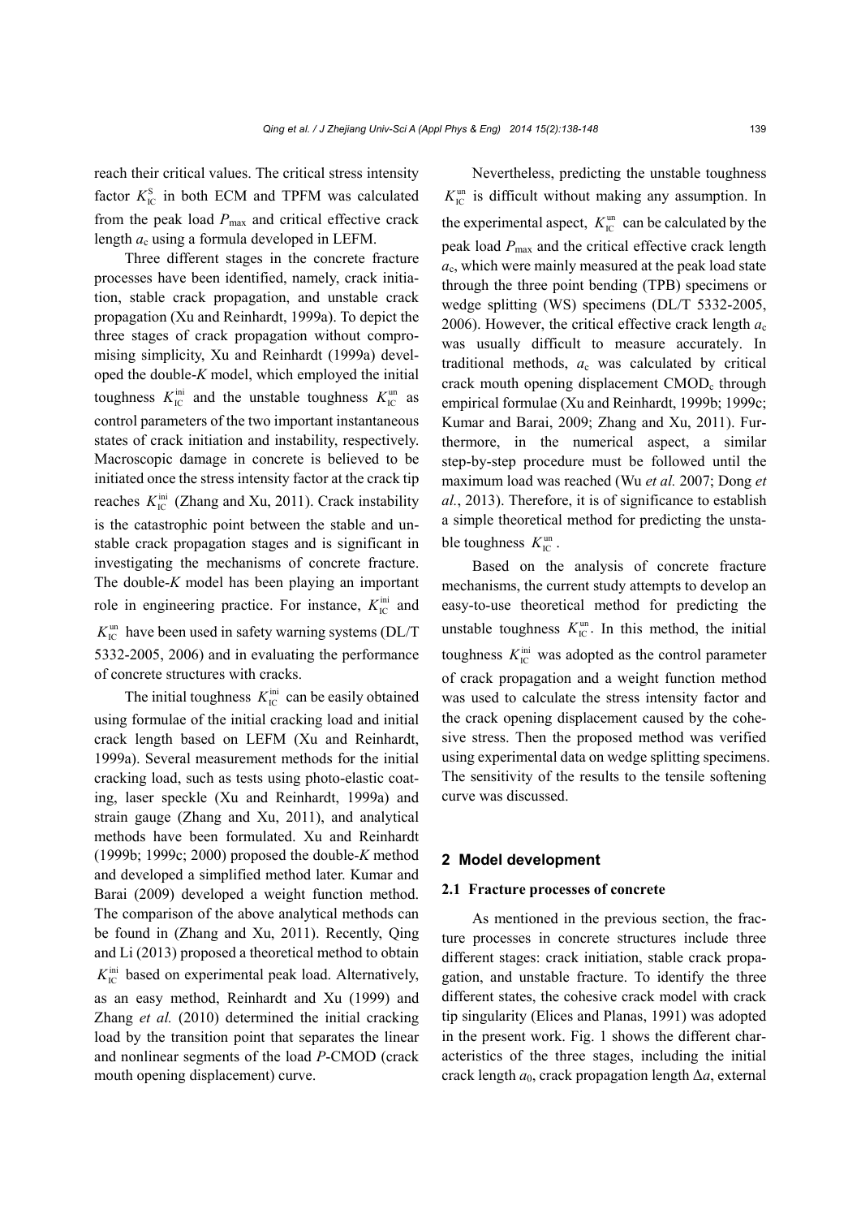reach their critical values. The critical stress intensity factor $K_{\rm IC}^{\rm S}$ in both ECM and TPFM was calculated from the peak load $P_{\max}$ and critical effective crack length $a_{\rm c}$ using a formula developed in LEFM.

Three different stages in the concrete fracture processes have been identified, namely, crack initiation, stable crack propagation, and unstable crack propagation (Xu and Reinhardt, 1999a). To depict the three stages of crack propagation without compromising simplicity, Xu and Reinhardt (1999a) developed the double-*K* model, which employed the initial toughness $K_{\rm IC}^{\rm ini}$ and the unstable toughness $K_{\rm IC}^{\rm un}$ as control parameters of the two important instantaneous states of crack initiation and instability, respectively. Macroscopic damage in concrete is believed to be initiated once the stress intensity factor at the crack tip reaches $K_{\rm IC}^{\rm ini}$ (Zhang and Xu, 2011). Crack instability is the catastrophic point between the stable and unstable crack propagation stages and is significant in investigating the mechanisms of concrete fracture. The double-*K* model has been playing an important role in engineering practice. For instance, $K_{\rm IC}^{\rm ini}$ and $K_{\rm IC}^{\rm un}$ have been used in safety warning systems (DL/T 5332-2005, 2006) and in evaluating the performance of concrete structures with cracks.

The initial toughness $K_{\rm IC}^{\rm ini}$ can be easily obtained using formulae of the initial cracking load and initial crack length based on LEFM (Xu and Reinhardt, 1999a). Several measurement methods for the initial cracking load, such as tests using photo-elastic coating, laser speckle (Xu and Reinhardt, 1999a) and strain gauge (Zhang and Xu, 2011), and analytical methods have been formulated. Xu and Reinhardt (1999b; 1999c; 2000) proposed the double-*K* method and developed a simplified method later. Kumar and Barai (2009) developed a weight function method. The comparison of the above analytical methods can be found in (Zhang and Xu, 2011). Recently, Qing and Li (2013) proposed a theoretical method to obtain $K_{\rm IC}^{\rm ini}$ based on experimental peak load. Alternatively, as an easy method, Reinhardt and Xu (1999) and Zhang *et al.* (2010) determined the initial cracking load by the transition point that separates the linear and nonlinear segments of the load *P*-CMOD (crack mouth opening displacement) curve.

Nevertheless, predicting the unstable toughness $K_{\rm IC}^{\rm un}$ is difficult without making any assumption. In the experimental aspect, $K_{\rm IC}^{\rm un}$ can be calculated by the peak load $P_{\max}$ and the critical effective crack length $a_{\rm c}$, which were mainly measured at the peak load state through the three point bending (TPB) specimens or wedge splitting (WS) specimens (DL/T 5332-2005, 2006). However, the critical effective crack length $a_{\rm c}$ was usually difficult to measure accurately. In traditional methods, $a_{\rm c}$ was calculated by critical crack mouth opening displacement $\text{CMOD}_{\rm c}$ through empirical formulae (Xu and Reinhardt, 1999b; 1999c; Kumar and Barai, 2009; Zhang and Xu, 2011). Furthermore, in the numerical aspect, a similar step-by-step procedure must be followed until the maximum load was reached (Wu *et al.* 2007; Dong *et al.*, 2013). Therefore, it is of significance to establish a simple theoretical method for predicting the unstable toughness $K_{\rm IC}^{\rm un}$.

Based on the analysis of concrete fracture mechanisms, the current study attempts to develop an easy-to-use theoretical method for predicting the unstable toughness $K_{\rm IC}^{\rm un}$. In this method, the initial toughness $K_{\rm IC}^{\rm ini}$ was adopted as the control parameter of crack propagation and a weight function method was used to calculate the stress intensity factor and the crack opening displacement caused by the cohesive stress. Then the proposed method was verified using experimental data on wedge splitting specimens. The sensitivity of the results to the tensile softening curve was discussed.

## 2 Model development

### 2.1 Fracture processes of concrete

As mentioned in the previous section, the fracture processes in concrete structures include three different stages: crack initiation, stable crack propagation, and unstable fracture. To identify the three different states, the cohesive crack model with crack tip singularity (Elices and Planas, 1991) was adopted in the present work. Fig. 1 shows the different characteristics of the three stages, including the initial crack length $a_0$, crack propagation length $\Delta a$, external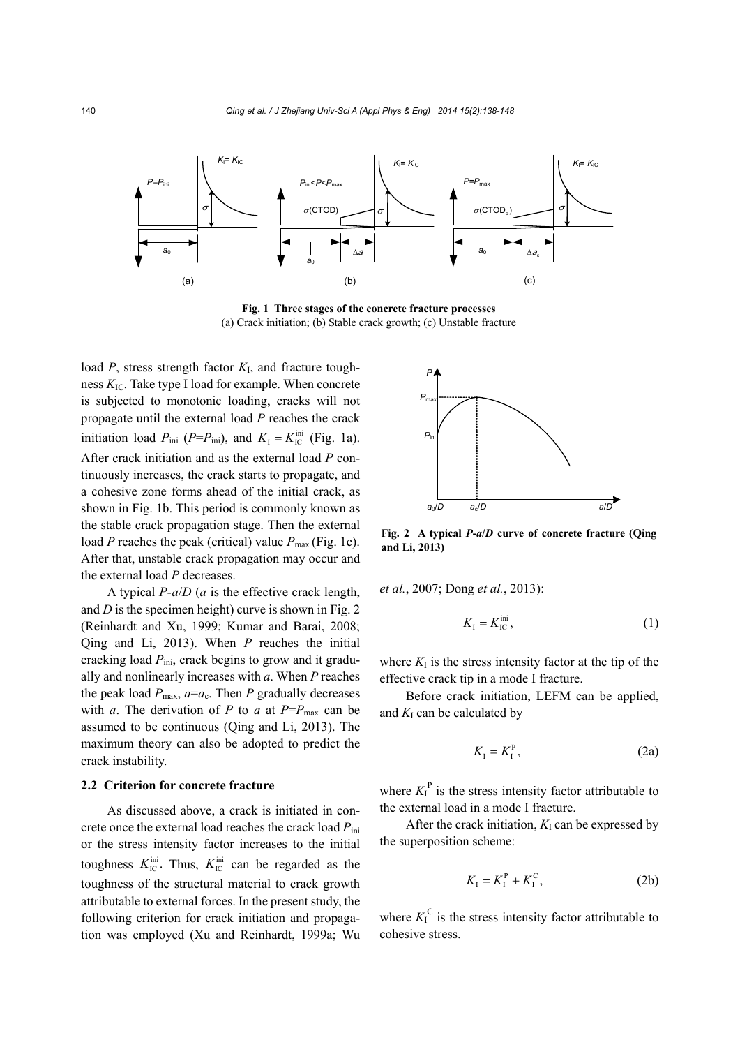Fig. 1 Three stages of the concrete fracture processes
(a) Crack initiation; (b) Stable crack growth; (c) Unstable fracture

load $P$, stress strength factor $K_I$, and fracture toughness $K_{IC}$. Take type I load for example. When concrete is subjected to monotonic loading, cracks will not propagate until the external load $P$ reaches the crack initiation load $P_{ini}$ ($P=P_{ini}$), and $K_I = K_{IC}^{ini}$ (Fig. 1a). After crack initiation and as the external load $P$ continuously increases, the crack starts to propagate, and a cohesive zone forms ahead of the initial crack, as shown in Fig. 1b. This period is commonly known as the stable crack propagation stage. Then the external load $P$ reaches the peak (critical) value $P_{max}$ (Fig. 1c). After that, unstable crack propagation may occur and the external load $P$ decreases.

A typical $P$-$a/D$ ($a$ is the effective crack length, and $D$ is the specimen height) curve is shown in Fig. 2 (Reinhardt and Xu, 1999; Kumar and Barai, 2008; Qing and Li, 2013). When $P$ reaches the initial cracking load $P_{ini}$, crack begins to grow and it gradually and nonlinearly increases with $a$. When $P$ reaches the peak load $P_{max}$, $a=a_c$. Then $P$ gradually decreases with $a$. The derivation of $P$ to $a$ at $P=P_{max}$ can be assumed to be continuous (Qing and Li, 2013). The maximum theory can also be adopted to predict the crack instability.

Fig. 2 A typical $P$-$a/D$ curve of concrete fracture (Qing and Li, 2013)

## 2.2 Criterion for concrete fracture

As discussed above, a crack is initiated in concrete once the external load reaches the crack load $P_{ini}$ or the stress intensity factor increases to the initial toughness $K_{IC}^{ini}$. Thus, $K_{IC}^{ini}$ can be regarded as the toughness of the structural material to crack growth attributable to external forces. In the present study, the following criterion for crack initiation and propagation was employed (Xu and Reinhardt, 1999a; Wu *et al.*, 2007; Dong *et al.*, 2013):

$$K_I = K_{IC}^{ini}, \tag{1}$$

where $K_I$ is the stress intensity factor at the tip of the effective crack tip in a mode I fracture.

Before crack initiation, LEFM can be applied, and $K_I$ can be calculated by

$$K_I = K_I^P, \tag{2a}$$

where $K_I^P$ is the stress intensity factor attributable to the external load in a mode I fracture.

After the crack initiation, $K_I$ can be expressed by the superposition scheme:

$$K_I = K_I^P + K_I^C, \tag{2b}$$

where $K_I^C$ is the stress intensity factor attributable to cohesive stress.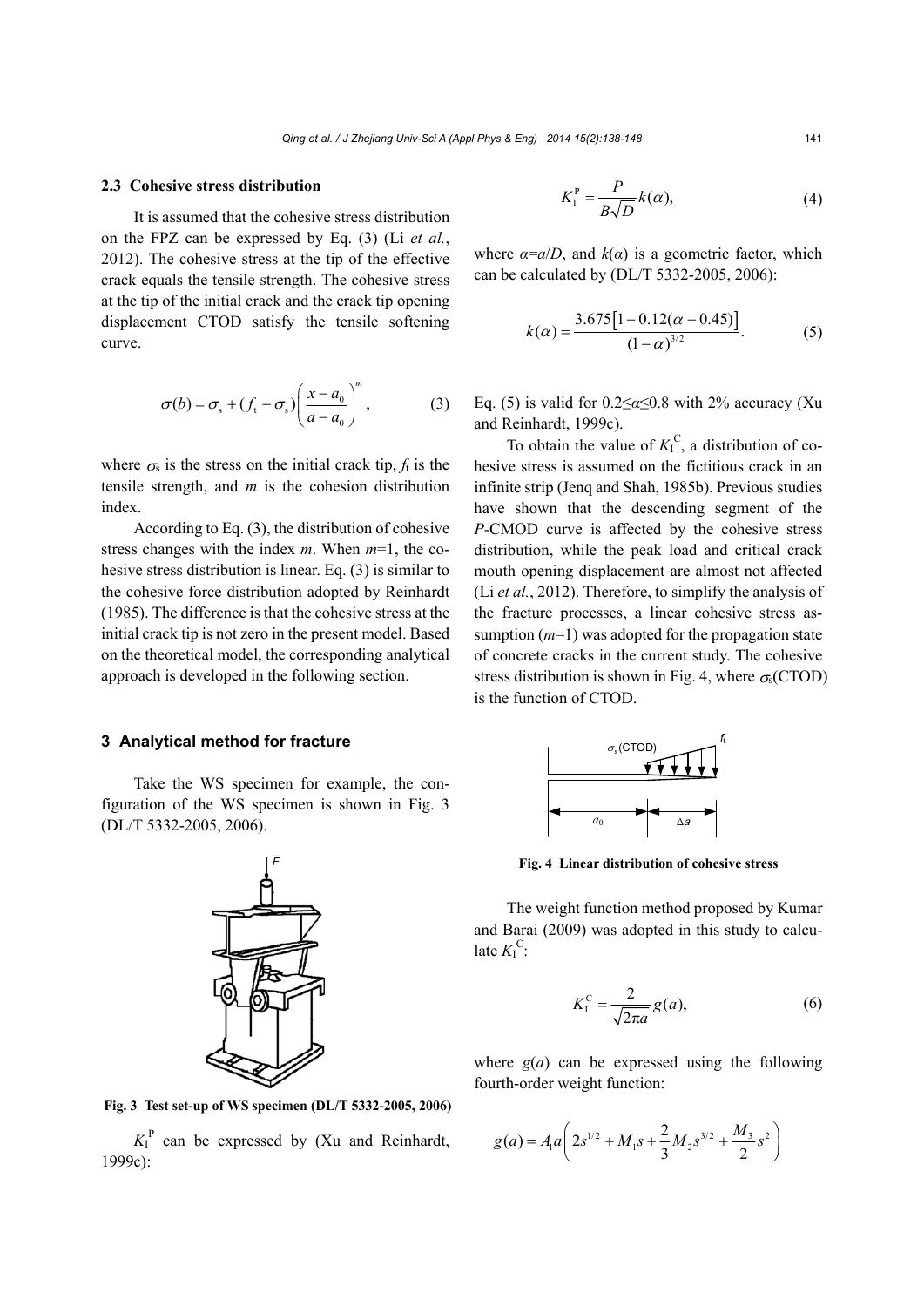### 2.3 Cohesive stress distribution

It is assumed that the cohesive stress distribution on the FPZ can be expressed by Eq. (3) (Li *et al.*, 2012). The cohesive stress at the tip of the effective crack equals the tensile strength. The cohesive stress at the tip of the initial crack and the crack tip opening displacement CTOD satisfy the tensile softening curve.

$$\sigma(b) = \sigma_{\mathrm{s}} + (f_{\mathrm{t}} - \sigma_{\mathrm{s}})\left(\frac{x - a_0}{a - a_0}\right)^m, \tag{3}$$

where $\sigma_{\mathrm{s}}$ is the stress on the initial crack tip, $f_{\mathrm{t}}$ is the tensile strength, and $m$ is the cohesion distribution index.

According to Eq. (3), the distribution of cohesive stress changes with the index $m$. When $m$=1, the cohesive stress distribution is linear. Eq. (3) is similar to the cohesive force distribution adopted by Reinhardt (1985). The difference is that the cohesive stress at the initial crack tip is not zero in the present model. Based on the theoretical model, the corresponding analytical approach is developed in the following section.

## 3 Analytical method for fracture

Take the WS specimen for example, the configuration of the WS specimen is shown in Fig. 3 (DL/T 5332-2005, 2006).

Fig. 3 Test set-up of WS specimen (DL/T 5332-2005, 2006)

$K_{\mathrm{I}}^{\mathrm{P}}$ can be expressed by (Xu and Reinhardt, 1999c):

$$K_{\mathrm{I}}^{\mathrm{P}} = \frac{P}{B\sqrt{D}}k(\alpha), \tag{4}$$

where $\alpha$=$a$/$D$, and $k(\alpha)$ is a geometric factor, which can be calculated by (DL/T 5332-2005, 2006):

$$k(\alpha) = \frac{3.675\left[1 - 0.12(\alpha - 0.45)\right]}{(1-\alpha)^{3/2}}. \tag{5}$$

Eq. (5) is valid for $0.2 \le \alpha \le 0.8$ with 2% accuracy (Xu and Reinhardt, 1999c).

To obtain the value of $K_{\mathrm{I}}^{\mathrm{C}}$, a distribution of cohesive stress is assumed on the fictitious crack in an infinite strip (Jenq and Shah, 1985b). Previous studies have shown that the descending segment of the $P$-CMOD curve is affected by the cohesive stress distribution, while the peak load and critical crack mouth opening displacement are almost not affected (Li *et al.*, 2012). Therefore, to simplify the analysis of the fracture processes, a linear cohesive stress assumption ($m$=1) was adopted for the propagation state of concrete cracks in the current study. The cohesive stress distribution is shown in Fig. 4, where $\sigma_{\mathrm{s}}$(CTOD) is the function of CTOD.

Fig. 4 Linear distribution of cohesive stress

The weight function method proposed by Kumar and Barai (2009) was adopted in this study to calculate $K_{\mathrm{I}}^{\mathrm{C}}$:

$$K_{\mathrm{I}}^{\mathrm{C}} = \frac{2}{\sqrt{2\pi a}}g(a), \tag{6}$$

where $g(a)$ can be expressed using the following fourth-order weight function:

$$g(a) = A_1 a\left(2s^{1/2} + M_1 s + \frac{2}{3}M_2 s^{3/2} + \frac{M_3}{2}s^2\right)$$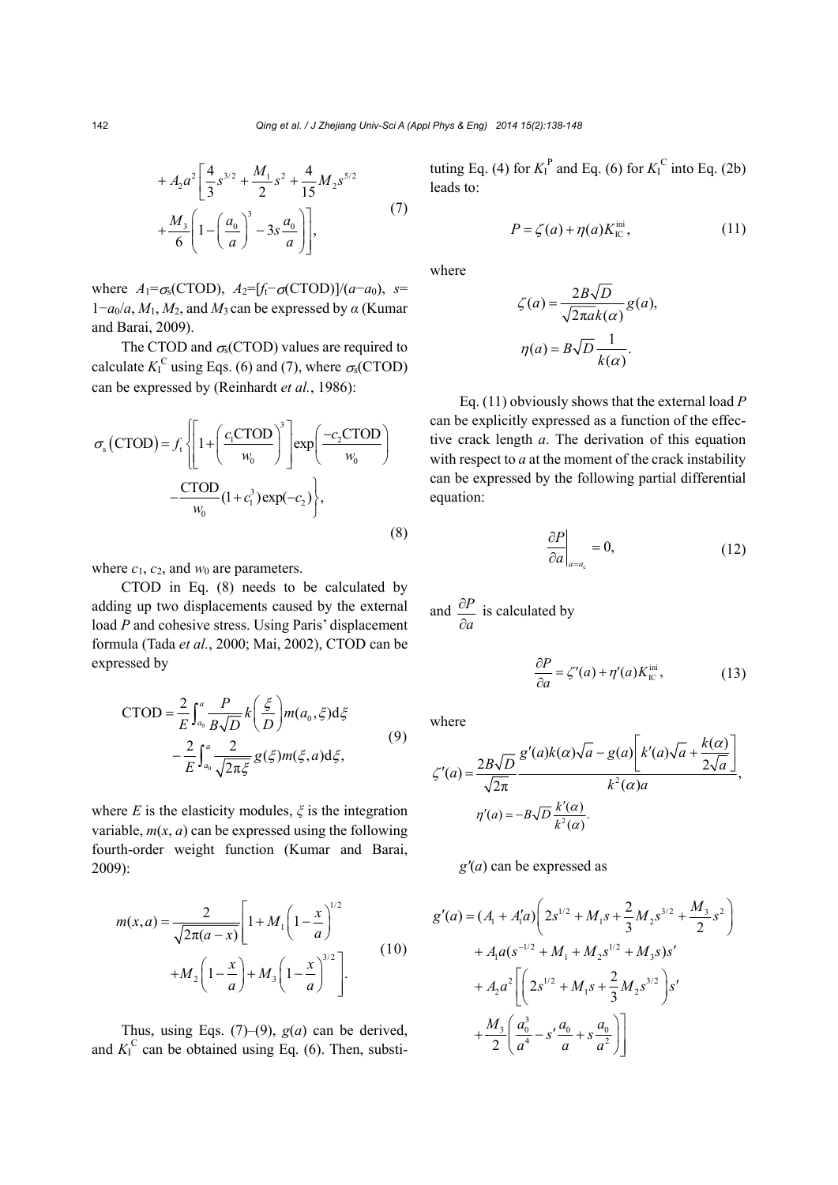$$+A_2a^2\left[\frac{4}{3}s^{3/2}+\frac{M_1}{2}s^2+\frac{4}{15}M_2s^{5/2}+\frac{M_3}{6}\left(1-\left(\frac{a_0}{a}\right)^3-3s\frac{a_0}{a}\right)\right], \tag{7}$$

where $A_1=\sigma_s(\text{CTOD})$, $A_2=[f_t-\sigma(\text{CTOD})]/(a-a_0)$, $s=1-a_0/a$, $M_1$, $M_2$, and $M_3$ can be expressed by $\alpha$ (Kumar and Barai, 2009).

The CTOD and $\sigma_s$(CTOD) values are required to calculate $K_I^C$ using Eqs. (6) and (7), where $\sigma_s$(CTOD) can be expressed by (Reinhardt *et al.*, 1986):

$$\sigma_s(\text{CTOD})=f_t\left\{\left[1+\left(\frac{c_1\text{CTOD}}{w_0}\right)^3\right]\exp\left(\frac{-c_2\text{CTOD}}{w_0}\right)-\frac{\text{CTOD}}{w_0}(1+c_1^3)\exp(-c_2)\right\}, \tag{8}$$

where $c_1$, $c_2$, and $w_0$ are parameters.

CTOD in Eq. (8) needs to be calculated by adding up two displacements caused by the external load $P$ and cohesive stress. Using Paris' displacement formula (Tada *et al.*, 2000; Mai, 2002), CTOD can be expressed by

$$\text{CTOD}=\frac{2}{E}\int_{a_0}^{a}\frac{P}{B\sqrt{D}}k\left(\frac{\xi}{D}\right)m(a_0,\xi)\text{d}\xi-\frac{2}{E}\int_{a_0}^{a}\frac{2}{\sqrt{2\pi\xi}}g(\xi)m(\xi,a)\text{d}\xi, \tag{9}$$

where $E$ is the elasticity modules, $\xi$ is the integration variable, $m(x, a)$ can be expressed using the following fourth-order weight function (Kumar and Barai, 2009):

$$m(x,a)=\frac{2}{\sqrt{2\pi(a-x)}}\left[1+M_1\left(1-\frac{x}{a}\right)^{1/2}+M_2\left(1-\frac{x}{a}\right)+M_3\left(1-\frac{x}{a}\right)^{3/2}\right]. \tag{10}$$

Thus, using Eqs. (7)–(9), $g(a)$ can be derived, and $K_I^C$ can be obtained using Eq. (6). Then, substituting Eq. (4) for $K_I^P$ and Eq. (6) for $K_I^C$ into Eq. (2b) leads to:

$$P=\zeta(a)+\eta(a)K_{IC}^{\text{ini}}, \tag{11}$$

where

$$\zeta(a)=\frac{2B\sqrt{D}}{\sqrt{2\pi a}k(\alpha)}g(a),$$

$$\eta(a)=B\sqrt{D}\frac{1}{k(\alpha)}.$$

Eq. (11) obviously shows that the external load $P$ can be explicitly expressed as a function of the effective crack length $a$. The derivation of this equation with respect to $a$ at the moment of the crack instability can be expressed by the following partial differential equation:

$$\left.\frac{\partial P}{\partial a}\right|_{a=a_c}=0, \tag{12}$$

and $\frac{\partial P}{\partial a}$ is calculated by

$$\frac{\partial P}{\partial a}=\zeta'(a)+\eta'(a)K_{IC}^{\text{ini}}, \tag{13}$$

where

$$\zeta'(a)=\frac{2B\sqrt{D}}{\sqrt{2\pi}}\frac{g'(a)k(\alpha)\sqrt{a}-g(a)\left[k'(a)\sqrt{a}+\frac{k(\alpha)}{2\sqrt{a}}\right]}{k^2(\alpha)a},$$

$$\eta'(a)=-B\sqrt{D}\frac{k'(\alpha)}{k^2(\alpha)}.$$

$g'(a)$ can be expressed as

$$g'(a)=(A_1+A_1'a)\left(2s^{1/2}+M_1s+\frac{2}{3}M_2s^{3/2}+\frac{M_3}{2}s^2\right)+A_1a(s^{-1/2}+M_1+M_2s^{1/2}+M_3s)s'+A_2a^2\left[\left(2s^{1/2}+M_1s+\frac{2}{3}M_2s^{3/2}\right)s'+\frac{M_3}{2}\left(\frac{a_0^3}{a^4}-s'\frac{a_0}{a}+s\frac{a_0}{a^2}\right)\right]$$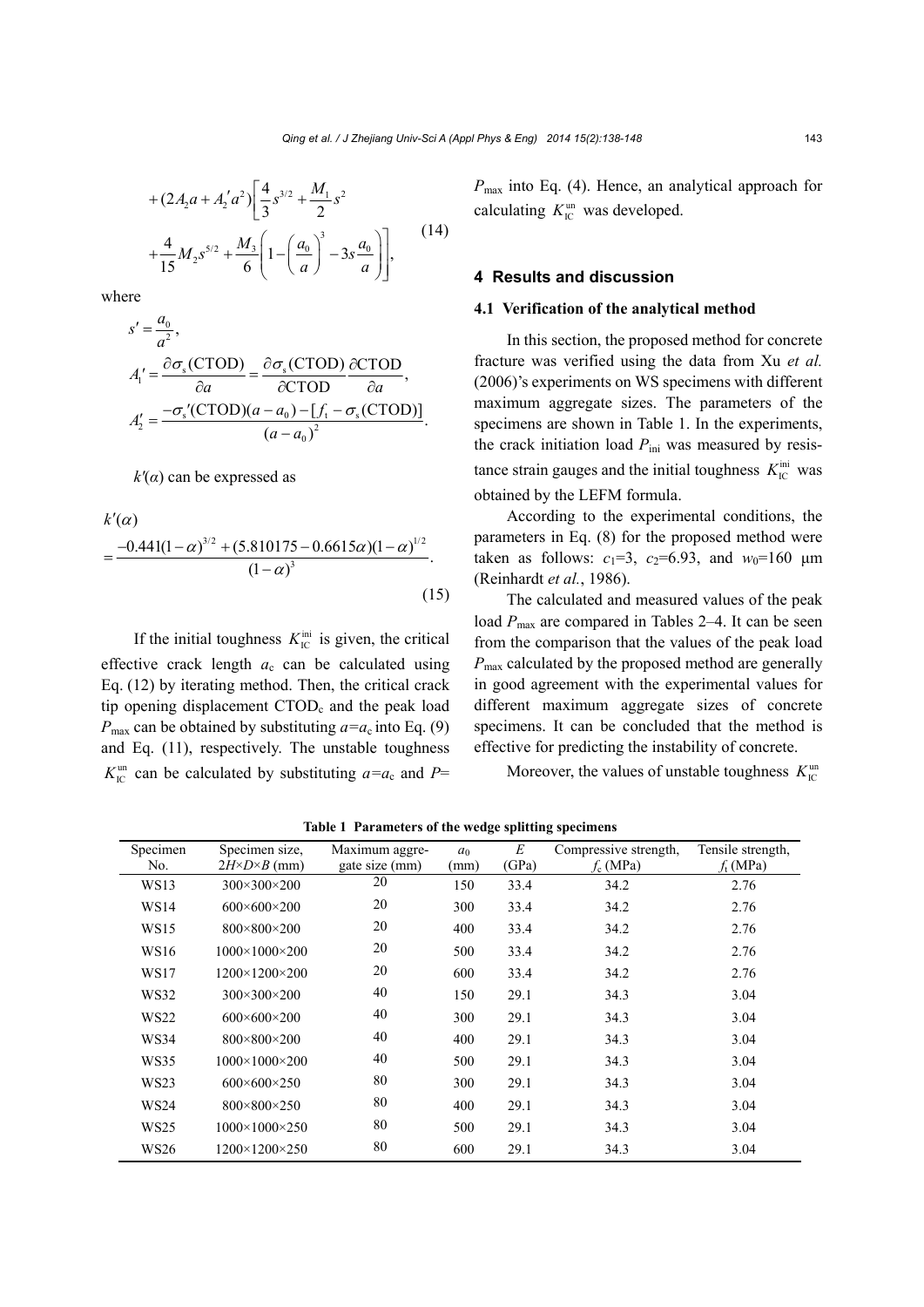$$+(2A_2a + A_2'a^2)\left[\frac{4}{3}s^{3/2} + \frac{M_1}{2}s^2 + \frac{4}{15}M_2 s^{5/2} + \frac{M_3}{6}\left(1-\left(\frac{a_0}{a}\right)^3 - 3s\frac{a_0}{a}\right)\right], \tag{14}$$

where

$$s' = \frac{a_0}{a^2},$$

$$A_1' = \frac{\partial \sigma_s(\mathrm{CTOD})}{\partial a} = \frac{\partial \sigma_s(\mathrm{CTOD})}{\partial \mathrm{CTOD}} \frac{\partial \mathrm{CTOD}}{\partial a},$$

$$A_2' = \frac{-\sigma_s'(\mathrm{CTOD})(a-a_0) - [f_t - \sigma_s(\mathrm{CTOD})]}{(a-a_0)^2}.$$

$k'(\alpha)$ can be expressed as

$$k'(\alpha) = \frac{-0.441(1-\alpha)^{3/2} + (5.810175 - 0.6615\alpha)(1-\alpha)^{1/2}}{(1-\alpha)^3}. \tag{15}$$

If the initial toughness $K_{\mathrm{IC}}^{\mathrm{ini}}$ is given, the critical effective crack length $a_c$ can be calculated using Eq. (12) by iterating method. Then, the critical crack tip opening displacement CTOD$_c$ and the peak load $P_{\max}$ can be obtained by substituting $a=a_c$ into Eq. (9) and Eq. (11), respectively. The unstable toughness $K_{\mathrm{IC}}^{\mathrm{un}}$ can be calculated by substituting $a=a_c$ and $P=P_{\max}$ into Eq. (4). Hence, an analytical approach for calculating $K_{\mathrm{IC}}^{\mathrm{un}}$ was developed.

## 4 Results and discussion

### 4.1 Verification of the analytical method

In this section, the proposed method for concrete fracture was verified using the data from Xu *et al.* (2006)'s experiments on WS specimens with different maximum aggregate sizes. The parameters of the specimens are shown in Table 1. In the experiments, the crack initiation load $P_{\mathrm{ini}}$ was measured by resistance strain gauges and the initial toughness $K_{\mathrm{IC}}^{\mathrm{ini}}$ was obtained by the LEFM formula.

According to the experimental conditions, the parameters in Eq. (8) for the proposed method were taken as follows: $c_1$=3, $c_2$=6.93, and $w_0$=160 μm (Reinhardt *et al.*, 1986).

The calculated and measured values of the peak load $P_{\max}$ are compared in Tables 2–4. It can be seen from the comparison that the values of the peak load $P_{\max}$ calculated by the proposed method are generally in good agreement with the experimental values for different maximum aggregate sizes of concrete specimens. It can be concluded that the method is effective for predicting the instability of concrete.

Moreover, the values of unstable toughness $K_{\mathrm{IC}}^{\mathrm{un}}$

**Table 1 Parameters of the wedge splitting specimens**

| Specimen No. | Specimen size, $2H\times D\times B$ (mm) | Maximum aggregate size (mm) | $a_0$ (mm) | $E$ (GPa) | Compressive strength, $f_c$ (MPa) | Tensile strength, $f_t$ (MPa) |
|---|---|---|---|---|---|---|
| WS13 | 300×300×200 | 20 | 150 | 33.4 | 34.2 | 2.76 |
| WS14 | 600×600×200 | 20 | 300 | 33.4 | 34.2 | 2.76 |
| WS15 | 800×800×200 | 20 | 400 | 33.4 | 34.2 | 2.76 |
| WS16 | 1000×1000×200 | 20 | 500 | 33.4 | 34.2 | 2.76 |
| WS17 | 1200×1200×200 | 20 | 600 | 33.4 | 34.2 | 2.76 |
| WS32 | 300×300×200 | 40 | 150 | 29.1 | 34.3 | 3.04 |
| WS22 | 600×600×200 | 40 | 300 | 29.1 | 34.3 | 3.04 |
| WS34 | 800×800×200 | 40 | 400 | 29.1 | 34.3 | 3.04 |
| WS35 | 1000×1000×200 | 40 | 500 | 29.1 | 34.3 | 3.04 |
| WS23 | 600×600×250 | 80 | 300 | 29.1 | 34.3 | 3.04 |
| WS24 | 800×800×250 | 80 | 400 | 29.1 | 34.3 | 3.04 |
| WS25 | 1000×1000×250 | 80 | 500 | 29.1 | 34.3 | 3.04 |
| WS26 | 1200×1200×250 | 80 | 600 | 29.1 | 34.3 | 3.04 |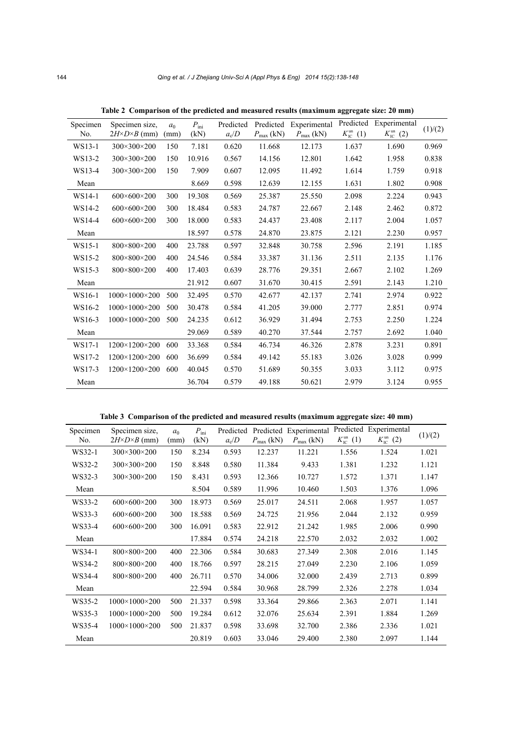**Table 2 Comparison of the predicted and measured results (maximum aggregate size: 20 mm)**

| Specimen No. | Specimen size, $2H\times D\times B$ (mm) | $a_0$ (mm) | $P_{ini}$ (kN) | Predicted $a_c/D$ | Predicted $P_{max}$ (kN) | Experimental $P_{max}$ (kN) | Predicted $K_{IC}^{un}$ (1) | Experimental $K_{IC}^{un}$ (2) | (1)/(2) |
|---|---|---|---|---|---|---|---|---|---|
| WS13-1 | 300×300×200 | 150 | 7.181 | 0.620 | 11.668 | 12.173 | 1.637 | 1.690 | 0.969 |
| WS13-2 | 300×300×200 | 150 | 10.916 | 0.567 | 14.156 | 12.801 | 1.642 | 1.958 | 0.838 |
| WS13-4 | 300×300×200 | 150 | 7.909 | 0.607 | 12.095 | 11.492 | 1.614 | 1.759 | 0.918 |
| Mean | | | 8.669 | 0.598 | 12.639 | 12.155 | 1.631 | 1.802 | 0.908 |
| WS14-1 | 600×600×200 | 300 | 19.308 | 0.569 | 25.387 | 25.550 | 2.098 | 2.224 | 0.943 |
| WS14-2 | 600×600×200 | 300 | 18.484 | 0.583 | 24.787 | 22.667 | 2.148 | 2.462 | 0.872 |
| WS14-4 | 600×600×200 | 300 | 18.000 | 0.583 | 24.437 | 23.408 | 2.117 | 2.004 | 1.057 |
| Mean | | | 18.597 | 0.578 | 24.870 | 23.875 | 2.121 | 2.230 | 0.957 |
| WS15-1 | 800×800×200 | 400 | 23.788 | 0.597 | 32.848 | 30.758 | 2.596 | 2.191 | 1.185 |
| WS15-2 | 800×800×200 | 400 | 24.546 | 0.584 | 33.387 | 31.136 | 2.511 | 2.135 | 1.176 |
| WS15-3 | 800×800×200 | 400 | 17.403 | 0.639 | 28.776 | 29.351 | 2.667 | 2.102 | 1.269 |
| Mean | | | 21.912 | 0.607 | 31.670 | 30.415 | 2.591 | 2.143 | 1.210 |
| WS16-1 | 1000×1000×200 | 500 | 32.495 | 0.570 | 42.677 | 42.137 | 2.741 | 2.974 | 0.922 |
| WS16-2 | 1000×1000×200 | 500 | 30.478 | 0.584 | 41.205 | 39.000 | 2.777 | 2.851 | 0.974 |
| WS16-3 | 1000×1000×200 | 500 | 24.235 | 0.612 | 36.929 | 31.494 | 2.753 | 2.250 | 1.224 |
| Mean | | | 29.069 | 0.589 | 40.270 | 37.544 | 2.757 | 2.692 | 1.040 |
| WS17-1 | 1200×1200×200 | 600 | 33.368 | 0.584 | 46.734 | 46.326 | 2.878 | 3.231 | 0.891 |
| WS17-2 | 1200×1200×200 | 600 | 36.699 | 0.584 | 49.142 | 55.183 | 3.026 | 3.028 | 0.999 |
| WS17-3 | 1200×1200×200 | 600 | 40.045 | 0.570 | 51.689 | 50.355 | 3.033 | 3.112 | 0.975 |
| Mean | | | 36.704 | 0.579 | 49.188 | 50.621 | 2.979 | 3.124 | 0.955 |

**Table 3 Comparison of the predicted and measured results (maximum aggregate size: 40 mm)**

| Specimen No. | Specimen size, $2H\times D\times B$ (mm) | $a_0$ (mm) | $P_{ini}$ (kN) | Predicted $a_c/D$ | Predicted $P_{max}$ (kN) | Experimental $P_{max}$ (kN) | Predicted $K_{IC}^{un}$ (1) | Experimental $K_{IC}^{un}$ (2) | (1)/(2) |
|---|---|---|---|---|---|---|---|---|---|
| WS32-1 | 300×300×200 | 150 | 8.234 | 0.593 | 12.237 | 11.221 | 1.556 | 1.524 | 1.021 |
| WS32-2 | 300×300×200 | 150 | 8.848 | 0.580 | 11.384 | 9.433 | 1.381 | 1.232 | 1.121 |
| WS32-3 | 300×300×200 | 150 | 8.431 | 0.593 | 12.366 | 10.727 | 1.572 | 1.371 | 1.147 |
| Mean | | | 8.504 | 0.589 | 11.996 | 10.460 | 1.503 | 1.376 | 1.096 |
| WS33-2 | 600×600×200 | 300 | 18.973 | 0.569 | 25.017 | 24.511 | 2.068 | 1.957 | 1.057 |
| WS33-3 | 600×600×200 | 300 | 18.588 | 0.569 | 24.725 | 21.956 | 2.044 | 2.132 | 0.959 |
| WS33-4 | 600×600×200 | 300 | 16.091 | 0.583 | 22.912 | 21.242 | 1.985 | 2.006 | 0.990 |
| Mean | | | 17.884 | 0.574 | 24.218 | 22.570 | 2.032 | 2.032 | 1.002 |
| WS34-1 | 800×800×200 | 400 | 22.306 | 0.584 | 30.683 | 27.349 | 2.308 | 2.016 | 1.145 |
| WS34-2 | 800×800×200 | 400 | 18.766 | 0.597 | 28.215 | 27.049 | 2.230 | 2.106 | 1.059 |
| WS34-4 | 800×800×200 | 400 | 26.711 | 0.570 | 34.006 | 32.000 | 2.439 | 2.713 | 0.899 |
| Mean | | | 22.594 | 0.584 | 30.968 | 28.799 | 2.326 | 2.278 | 1.034 |
| WS35-2 | 1000×1000×200 | 500 | 21.337 | 0.598 | 33.364 | 29.866 | 2.363 | 2.071 | 1.141 |
| WS35-3 | 1000×1000×200 | 500 | 19.284 | 0.612 | 32.076 | 25.634 | 2.391 | 1.884 | 1.269 |
| WS35-4 | 1000×1000×200 | 500 | 21.837 | 0.598 | 33.698 | 32.700 | 2.386 | 2.336 | 1.021 |
| Mean | | | 20.819 | 0.603 | 33.046 | 29.400 | 2.380 | 2.097 | 1.144 |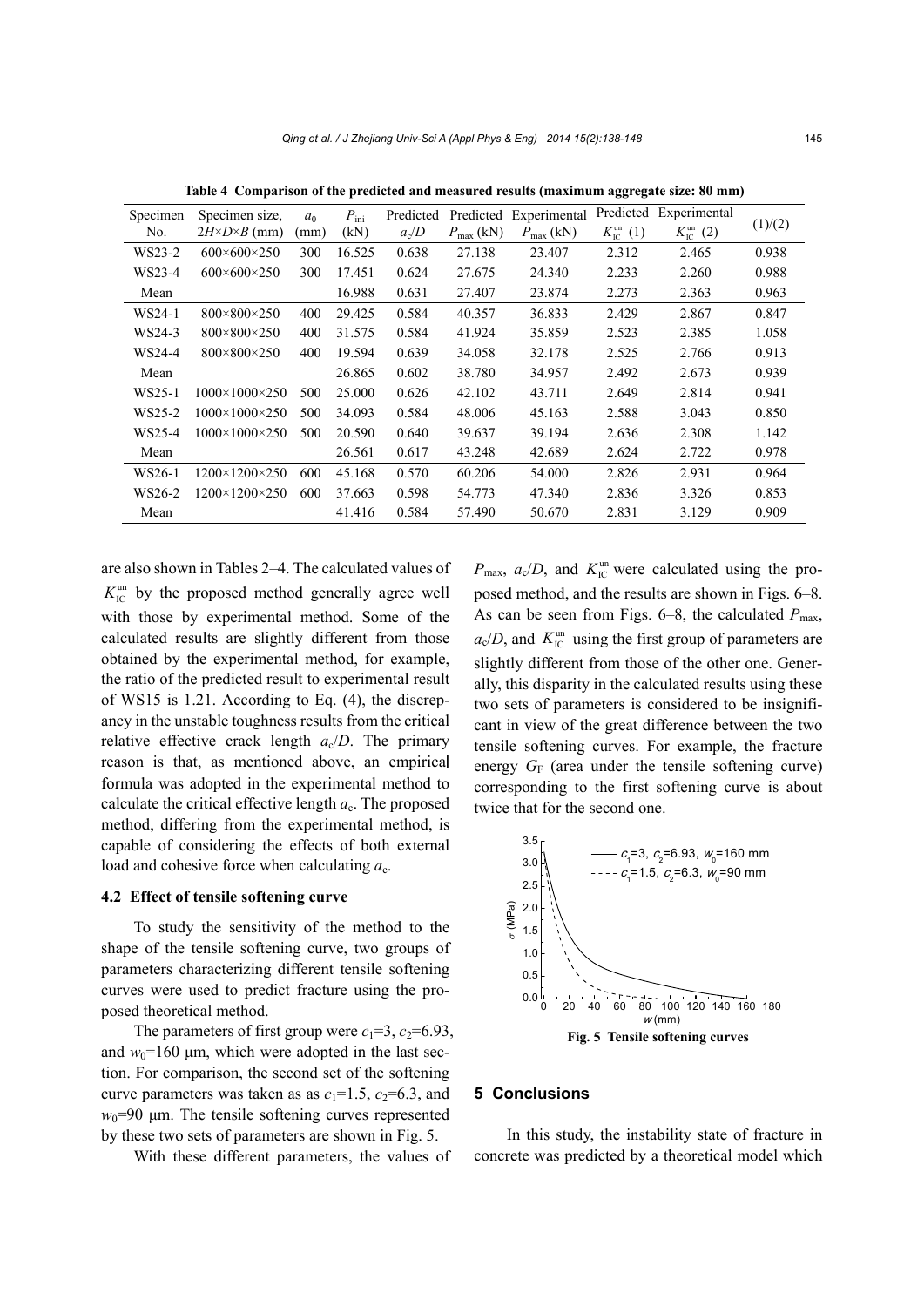**Table 4 Comparison of the predicted and measured results (maximum aggregate size: 80 mm)**

| Specimen No. | Specimen size, $2H\times D\times B$ (mm) | $a_0$ (mm) | $P_{\text{ini}}$ (kN) | Predicted $a_c/D$ | Predicted $P_{\max}$ (kN) | Experimental $P_{\max}$ (kN) | Predicted $K_{\text{IC}}^{\text{un}}$ (1) | Experimental $K_{\text{IC}}^{\text{un}}$ (2) | (1)/(2) |
|---|---|---|---|---|---|---|---|---|---|
| WS23-2 | 600×600×250 | 300 | 16.525 | 0.638 | 27.138 | 23.407 | 2.312 | 2.465 | 0.938 |
| WS23-4 | 600×600×250 | 300 | 17.451 | 0.624 | 27.675 | 24.340 | 2.233 | 2.260 | 0.988 |
| Mean | | | 16.988 | 0.631 | 27.407 | 23.874 | 2.273 | 2.363 | 0.963 |
| WS24-1 | 800×800×250 | 400 | 29.425 | 0.584 | 40.357 | 36.833 | 2.429 | 2.867 | 0.847 |
| WS24-3 | 800×800×250 | 400 | 31.575 | 0.584 | 41.924 | 35.859 | 2.523 | 2.385 | 1.058 |
| WS24-4 | 800×800×250 | 400 | 19.594 | 0.639 | 34.058 | 32.178 | 2.525 | 2.766 | 0.913 |
| Mean | | | 26.865 | 0.602 | 38.780 | 34.957 | 2.492 | 2.673 | 0.939 |
| WS25-1 | 1000×1000×250 | 500 | 25.000 | 0.626 | 42.102 | 43.711 | 2.649 | 2.814 | 0.941 |
| WS25-2 | 1000×1000×250 | 500 | 34.093 | 0.584 | 48.006 | 45.163 | 2.588 | 3.043 | 0.850 |
| WS25-4 | 1000×1000×250 | 500 | 20.590 | 0.640 | 39.637 | 39.194 | 2.636 | 2.308 | 1.142 |
| Mean | | | 26.561 | 0.617 | 43.248 | 42.689 | 2.624 | 2.722 | 0.978 |
| WS26-1 | 1200×1200×250 | 600 | 45.168 | 0.570 | 60.206 | 54.000 | 2.826 | 2.931 | 0.964 |
| WS26-2 | 1200×1200×250 | 600 | 37.663 | 0.598 | 54.773 | 47.340 | 2.836 | 3.326 | 0.853 |
| Mean | | | 41.416 | 0.584 | 57.490 | 50.670 | 2.831 | 3.129 | 0.909 |

are also shown in Tables 2–4. The calculated values of $K_{\text{IC}}^{\text{un}}$ by the proposed method generally agree well with those by experimental method. Some of the calculated results are slightly different from those obtained by the experimental method, for example, the ratio of the predicted result to experimental result of WS15 is 1.21. According to Eq. (4), the discrepancy in the unstable toughness results from the critical relative effective crack length $a_c/D$. The primary reason is that, as mentioned above, an empirical formula was adopted in the experimental method to calculate the critical effective length $a_c$. The proposed method, differing from the experimental method, is capable of considering the effects of both external load and cohesive force when calculating $a_c$.

### 4.2 Effect of tensile softening curve

To study the sensitivity of the method to the shape of the tensile softening curve, two groups of parameters characterizing different tensile softening curves were used to predict fracture using the proposed theoretical method.

The parameters of first group were $c_1$=3, $c_2$=6.93, and $w_0$=160 μm, which were adopted in the last section. For comparison, the second set of the softening curve parameters was taken as as $c_1$=1.5, $c_2$=6.3, and $w_0$=90 μm. The tensile softening curves represented by these two sets of parameters are shown in Fig. 5.

With these different parameters, the values of $P_{\max}$, $a_c/D$, and $K_{\text{IC}}^{\text{un}}$ were calculated using the proposed method, and the results are shown in Figs. 6–8. As can be seen from Figs. 6–8, the calculated $P_{\max}$, $a_c/D$, and $K_{\text{IC}}^{\text{un}}$ using the first group of parameters are slightly different from those of the other one. Generally, this disparity in the calculated results using these two sets of parameters is considered to be insignificant in view of the great difference between the two tensile softening curves. For example, the fracture energy $G_F$ (area under the tensile softening curve) corresponding to the first softening curve is about twice that for the second one.

**Fig. 5 Tensile softening curves**

## 5 Conclusions

In this study, the instability state of fracture in concrete was predicted by a theoretical model which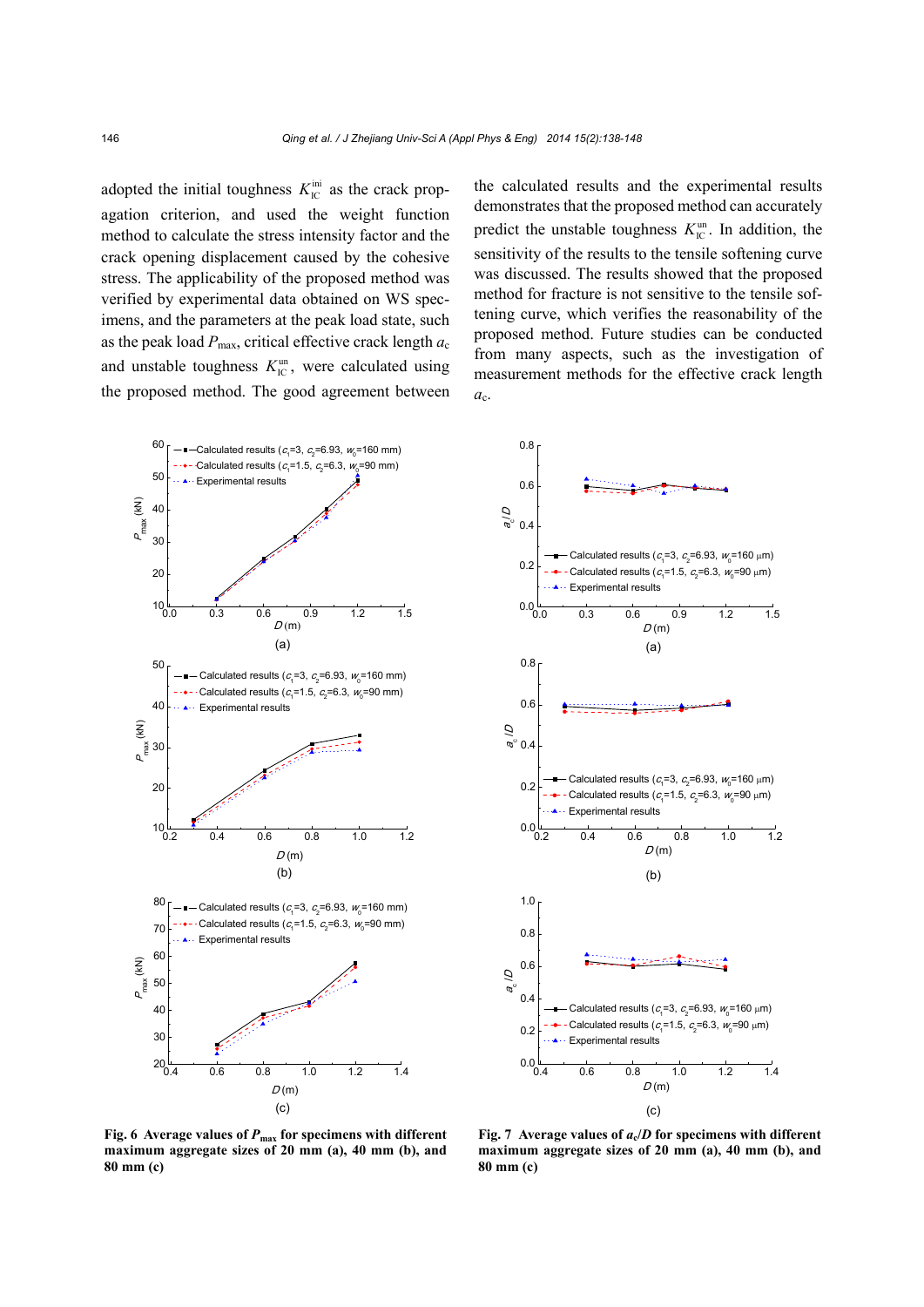adopted the initial toughness $K_{IC}^{ini}$ as the crack propagation criterion, and used the weight function method to calculate the stress intensity factor and the crack opening displacement caused by the cohesive stress. The applicability of the proposed method was verified by experimental data obtained on WS specimens, and the parameters at the peak load state, such as the peak load $P_{max}$, critical effective crack length $a_c$ and unstable toughness $K_{IC}^{un}$, were calculated using the proposed method. The good agreement between the calculated results and the experimental results demonstrates that the proposed method can accurately predict the unstable toughness $K_{IC}^{un}$. In addition, the sensitivity of the results to the tensile softening curve was discussed. The results showed that the proposed method for fracture is not sensitive to the tensile softening curve, which verifies the reasonability of the proposed method. Future studies can be conducted from many aspects, such as the investigation of measurement methods for the effective crack length $a_c$.

**Fig. 6 Average values of $P_{max}$ for specimens with different maximum aggregate sizes of 20 mm (a), 40 mm (b), and 80 mm (c)**

**Fig. 7 Average values of $a_c/D$ for specimens with different maximum aggregate sizes of 20 mm (a), 40 mm (b), and 80 mm (c)**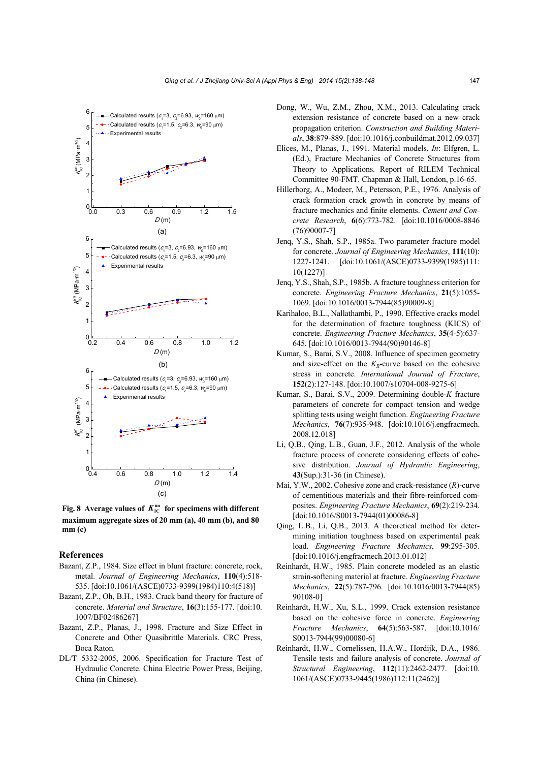Fig. 8 Average values of $K_{IC}^{un}$ for specimens with different maximum aggregate sizes of 20 mm (a), 40 mm (b), and 80 mm (c)

## References

Bazant, Z.P., 1984. Size effect in blunt fracture: concrete, rock, metal. *Journal of Engineering Mechanics*, **110**(4):518-535. [doi:10.1061/(ASCE)0733-9399(1984)110:4(518)]

Bazant, Z.P., Oh, B.H., 1983. Crack band theory for fracture of concrete. *Material and Structure*, **16**(3):155-177. [doi:10.1007/BF02486267]

Bazant, Z.P., Planas, J., 1998. Fracture and Size Effect in Concrete and Other Quasibrittle Materials. CRC Press, Boca Raton.

DL/T 5332-2005, 2006. Specification for Fracture Test of Hydraulic Concrete. China Electric Power Press, Beijing, China (in Chinese).

Dong, W., Wu, Z.M., Zhou, X.M., 2013. Calculating crack extension resistance of concrete based on a new crack propagation criterion. *Construction and Building Materials*, **38**:879-889. [doi:10.1016/j.conbuildmat.2012.09.037]

Elices, M., Planas, J., 1991. Material models. *In*: Elfgren, L. (Ed.), Fracture Mechanics of Concrete Structures from Theory to Applications. Report of RILEM Technical Committee 90-FMT. Chapman & Hall, London, p.16-65.

Hillerborg, A., Modeer, M., Petersson, P.E., 1976. Analysis of crack formation crack growth in concrete by means of fracture mechanics and finite elements. *Cement and Concrete Research*, **6**(6):773-782. [doi:10.1016/0008-8846(76)90007-7]

Jenq, Y.S., Shah, S.P., 1985a. Two parameter fracture model for concrete. *Journal of Engineering Mechanics*, **111**(10):1227-1241. [doi:10.1061/(ASCE)0733-9399(1985)111:10(1227)]

Jenq, Y.S., Shah, S.P., 1985b. A fracture toughness criterion for concrete. *Engineering Fracture Mechanics*, **21**(5):1055-1069. [doi:10.1016/0013-7944(85)90009-8]

Karihaloo, B.L., Nallathambi, P., 1990. Effective cracks model for the determination of fracture toughness (KICS) of concrete. *Engineering Fracture Mechanics*, **35**(4-5):637-645. [doi:10.1016/0013-7944(90)90146-8]

Kumar, S., Barai, S.V., 2008. Influence of specimen geometry and size-effect on the $K_R$-curve based on the cohesive stress in concrete. *International Journal of Fracture*, **152**(2):127-148. [doi:10.1007/s10704-008-9275-6]

Kumar, S., Barai, S.V., 2009. Determining double-*K* fracture parameters of concrete for compact tension and wedge splitting tests using weight function. *Engineering Fracture Mechanics*, **76**(7):935-948. [doi:10.1016/j.engfracmech.2008.12.018]

Li, Q.B., Qing, L.B., Guan, J.F., 2012. Analysis of the whole fracture process of concrete considering effects of cohesive distribution. *Journal of Hydraulic Engineering*, **43**(Sup.):31-36 (in Chinese).

Mai, Y.W., 2002. Cohesive zone and crack-resistance (*R*)-curve of cementitious materials and their fibre-reinforced composites. *Engineering Fracture Mechanics*, **69**(2):219-234. [doi:10.1016/S0013-7944(01)00086-8]

Qing, L.B., Li, Q.B., 2013. A theoretical method for determining initiation toughness based on experimental peak load. *Engineering Fracture Mechanics*, **99**:295-305. [doi:10.1016/j.engfracmech.2013.01.012]

Reinhardt, H.W., 1985. Plain concrete modeled as an elastic strain-softening material at fracture. *Engineering Fracture Mechanics*, **22**(5):787-796. [doi:10.1016/0013-7944(85)90108-0]

Reinhardt, H.W., Xu, S.L., 1999. Crack extension resistance based on the cohesive force in concrete. *Engineering Fracture Mechanics*, **64**(5):563-587. [doi:10.1016/S0013-7944(99)00080-6]

Reinhardt, H.W., Cornelissen, H.A.W., Hordijk, D.A., 1986. Tensile tests and failure analysis of concrete. *Journal of Structural Engineering*, **112**(11):2462-2477. [doi:10.1061/(ASCE)0733-9445(1986)112:11(2462)]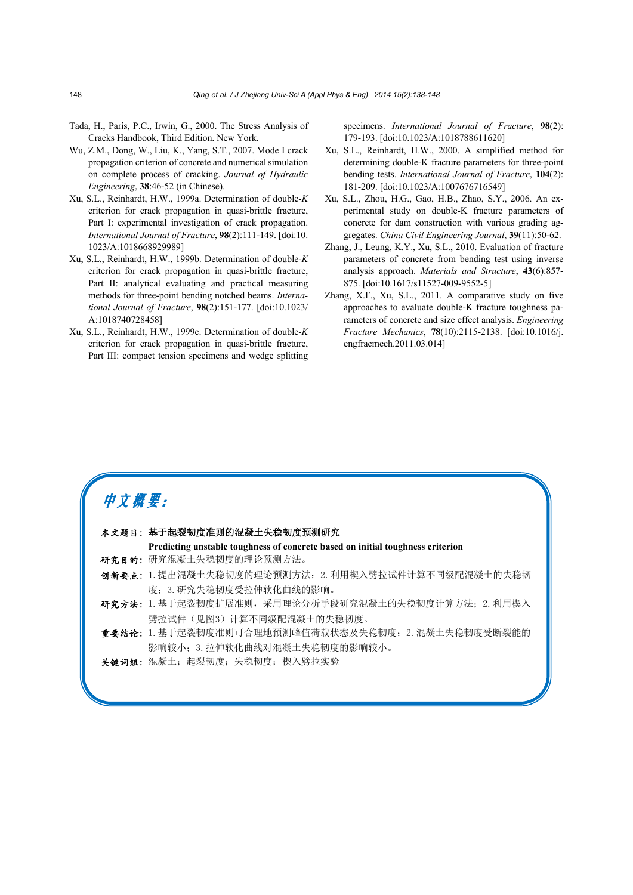Tada, H., Paris, P.C., Irwin, G., 2000. The Stress Analysis of Cracks Handbook, Third Edition. New York.

Wu, Z.M., Dong, W., Liu, K., Yang, S.T., 2007. Mode I crack propagation criterion of concrete and numerical simulation on complete process of cracking. *Journal of Hydraulic Engineering*, **38**:46-52 (in Chinese).

Xu, S.L., Reinhardt, H.W., 1999a. Determination of double-*K* criterion for crack propagation in quasi-brittle fracture, Part I: experimental investigation of crack propagation. *International Journal of Fracture*, **98**(2):111-149. [doi:10.1023/A:1018668929989]

Xu, S.L., Reinhardt, H.W., 1999b. Determination of double-*K* criterion for crack propagation in quasi-brittle fracture, Part II: analytical evaluating and practical measuring methods for three-point bending notched beams. *International Journal of Fracture*, **98**(2):151-177. [doi:10.1023/A:1018740728458]

Xu, S.L., Reinhardt, H.W., 1999c. Determination of double-*K* criterion for crack propagation in quasi-brittle fracture, Part III: compact tension specimens and wedge splitting specimens. *International Journal of Fracture*, **98**(2): 179-193. [doi:10.1023/A:1018788611620]

Xu, S.L., Reinhardt, H.W., 2000. A simplified method for determining double-K fracture parameters for three-point bending tests. *International Journal of Fracture*, **104**(2): 181-209. [doi:10.1023/A:1007676716549]

Xu, S.L., Zhou, H.G., Gao, H.B., Zhao, S.Y., 2006. An experimental study on double-K fracture parameters of concrete for dam construction with various grading aggregates. *China Civil Engineering Journal*, **39**(11):50-62.

Zhang, J., Leung, K.Y., Xu, S.L., 2010. Evaluation of fracture parameters of concrete from bending test using inverse analysis approach. *Materials and Structure*, **43**(6):857-875. [doi:10.1617/s11527-009-9552-5]

Zhang, X.F., Xu, S.L., 2011. A comparative study on five approaches to evaluate double-K fracture toughness parameters of concrete and size effect analysis. *Engineering Fracture Mechanics*, **78**(10):2115-2138. [doi:10.1016/j.engfracmech.2011.03.014]

## 中文概要：

**本文题目：** **基于起裂韧度准则的混凝土失稳韧度预测研究**

**Predicting unstable toughness of concrete based on initial toughness criterion**

**研究目的：** 研究混凝土失稳韧度的理论预测方法。

**创新要点：** 1. 提出混凝土失稳韧度的理论预测方法；2. 利用楔入劈拉试件计算不同级配混凝土的失稳韧度；3. 研究失稳韧度受拉伸软化曲线的影响。

**研究方法：** 1. 基于起裂韧度扩展准则，采用理论分析手段研究混凝土的失稳韧度计算方法；2. 利用楔入劈拉试件（见图3）计算不同级配混凝土的失稳韧度。

**重要结论：** 1. 基于起裂韧度准则可合理地预测峰值荷载状态及失稳韧度；2. 混凝土失稳韧度受断裂能的影响较小；3. 拉伸软化曲线对混凝土失稳韧度的影响较小。

**关键词组：** 混凝土；起裂韧度；失稳韧度；楔入劈拉实验